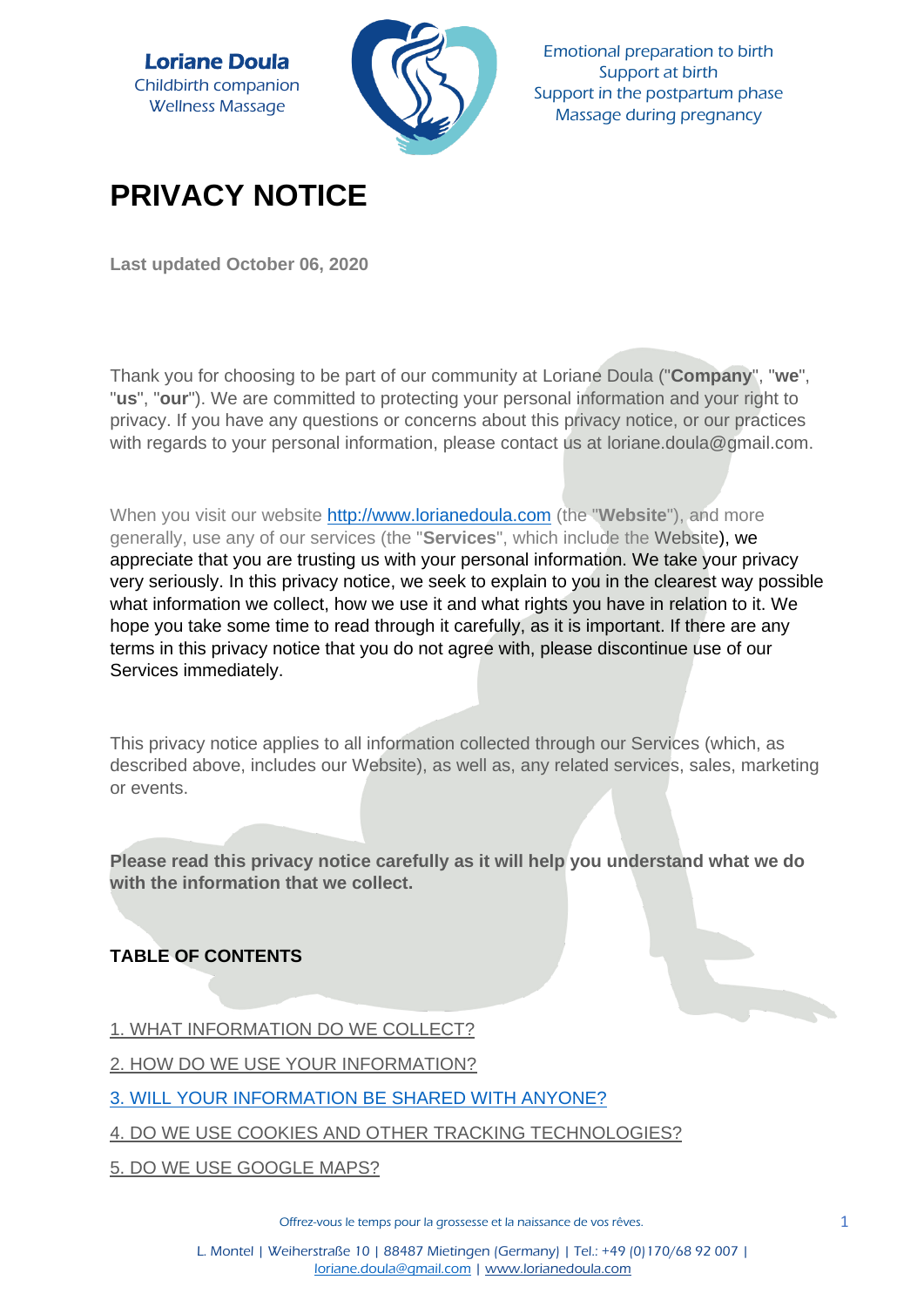**Loriane Doula**
Childbirth companion
Wellness Massage

Emotional preparation to birth
Support at birth
Support in the postpartum phase
Massage during pregnancy

# PRIVACY NOTICE

**Last updated October 06, 2020**

Thank you for choosing to be part of our community at Loriane Doula ("**Company**", "**we**", "**us**", "**our**"). We are committed to protecting your personal information and your right to privacy. If you have any questions or concerns about this privacy notice, or our practices with regards to your personal information, please contact us at loriane.doula@gmail.com.

When you visit our website [http://www.lorianedoula.com](http://www.lorianedoula.com) (the "**Website**"), and more generally, use any of our services (the "**Services**", which include the Website), we appreciate that you are trusting us with your personal information. We take your privacy very seriously. In this privacy notice, we seek to explain to you in the clearest way possible what information we collect, how we use it and what rights you have in relation to it. We hope you take some time to read through it carefully, as it is important. If there are any terms in this privacy notice that you do not agree with, please discontinue use of our Services immediately.

This privacy notice applies to all information collected through our Services (which, as described above, includes our Website), as well as, any related services, sales, marketing or events.

**Please read this privacy notice carefully as it will help you understand what we do with the information that we collect.**

**TABLE OF CONTENTS**

1. WHAT INFORMATION DO WE COLLECT?

2. HOW DO WE USE YOUR INFORMATION?

3. WILL YOUR INFORMATION BE SHARED WITH ANYONE?

4. DO WE USE COOKIES AND OTHER TRACKING TECHNOLOGIES?

5. DO WE USE GOOGLE MAPS?

Offrez-vous le temps pour la grossesse et la naissance de vos rêves.

L. Montel | Weiherstraße 10 | 88487 Mietingen (Germany) | Tel.: +49 (0)170/68 92 007 | loriane.doula@gmail.com | www.lorianedoula.com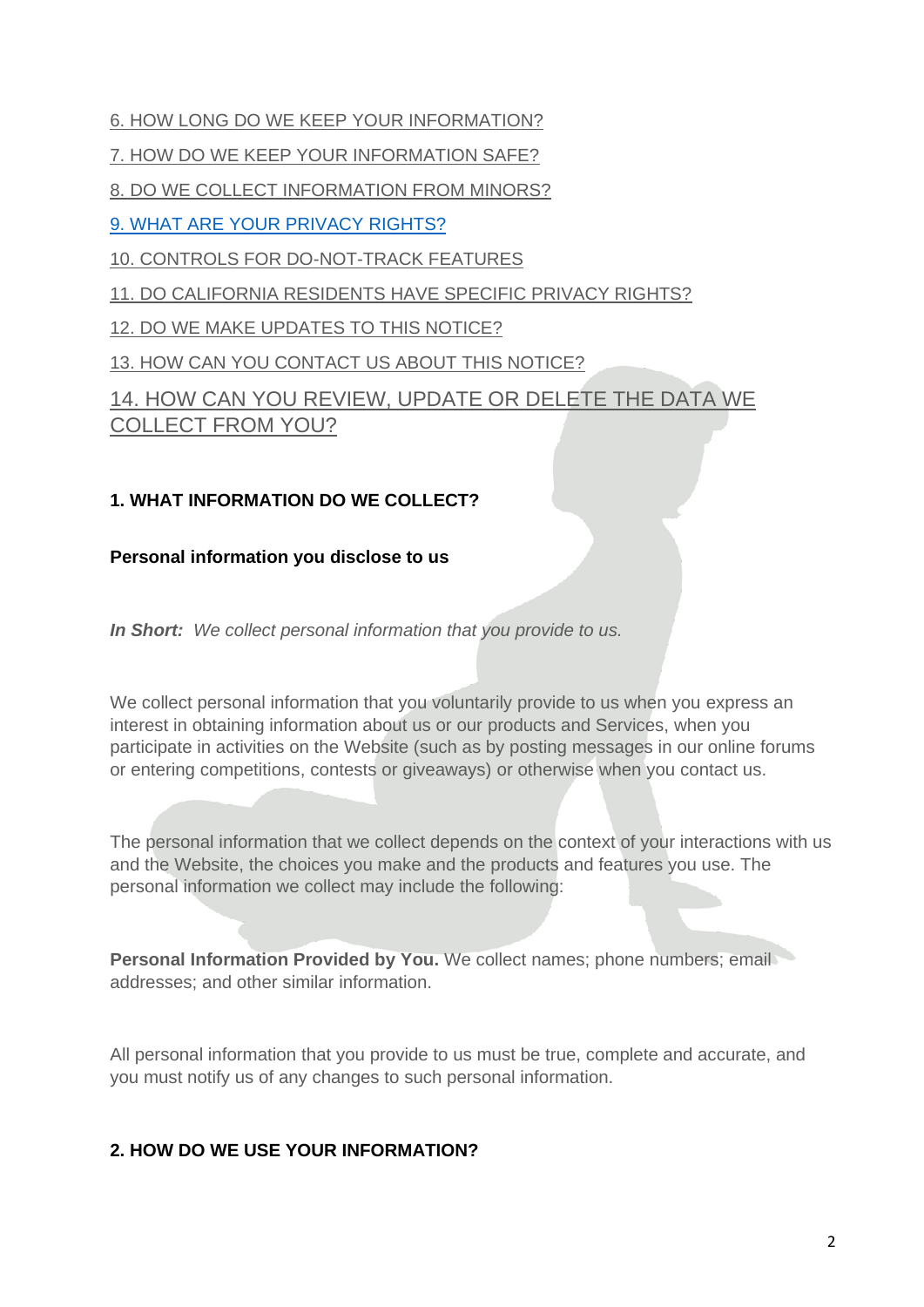6. HOW LONG DO WE KEEP YOUR INFORMATION?

7. HOW DO WE KEEP YOUR INFORMATION SAFE?

8. DO WE COLLECT INFORMATION FROM MINORS?

9. WHAT ARE YOUR PRIVACY RIGHTS?

10. CONTROLS FOR DO-NOT-TRACK FEATURES

11. DO CALIFORNIA RESIDENTS HAVE SPECIFIC PRIVACY RIGHTS?

12. DO WE MAKE UPDATES TO THIS NOTICE?

13. HOW CAN YOU CONTACT US ABOUT THIS NOTICE?

14. HOW CAN YOU REVIEW, UPDATE OR DELETE THE DATA WE COLLECT FROM YOU?

## 1. WHAT INFORMATION DO WE COLLECT?

### Personal information you disclose to us

***In Short:*** *We collect personal information that you provide to us.*

We collect personal information that you voluntarily provide to us when you express an interest in obtaining information about us or our products and Services, when you participate in activities on the Website (such as by posting messages in our online forums or entering competitions, contests or giveaways) or otherwise when you contact us.

The personal information that we collect depends on the context of your interactions with us and the Website, the choices you make and the products and features you use. The personal information we collect may include the following:

**Personal Information Provided by You.** We collect names; phone numbers; email addresses; and other similar information.

All personal information that you provide to us must be true, complete and accurate, and you must notify us of any changes to such personal information.

## 2. HOW DO WE USE YOUR INFORMATION?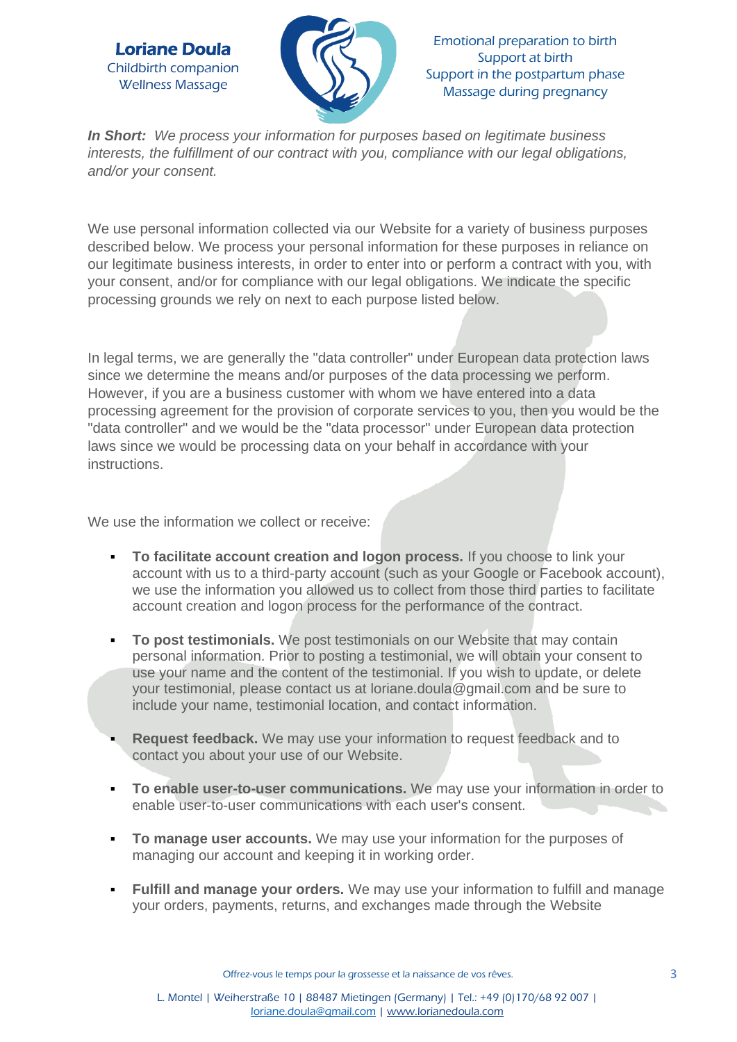***In Short:*** *We process your information for purposes based on legitimate business interests, the fulfillment of our contract with you, compliance with our legal obligations, and/or your consent.*

We use personal information collected via our Website for a variety of business purposes described below. We process your personal information for these purposes in reliance on our legitimate business interests, in order to enter into or perform a contract with you, with your consent, and/or for compliance with our legal obligations. We indicate the specific processing grounds we rely on next to each purpose listed below.

In legal terms, we are generally the "data controller" under European data protection laws since we determine the means and/or purposes of the data processing we perform. However, if you are a business customer with whom we have entered into a data processing agreement for the provision of corporate services to you, then you would be the "data controller" and we would be the "data processor" under European data protection laws since we would be processing data on your behalf in accordance with your instructions.

We use the information we collect or receive:

- **To facilitate account creation and logon process.** If you choose to link your account with us to a third-party account (such as your Google or Facebook account), we use the information you allowed us to collect from those third parties to facilitate account creation and logon process for the performance of the contract.
- **To post testimonials.** We post testimonials on our Website that may contain personal information. Prior to posting a testimonial, we will obtain your consent to use your name and the content of the testimonial. If you wish to update, or delete your testimonial, please contact us at loriane.doula@gmail.com and be sure to include your name, testimonial location, and contact information.
- **Request feedback.** We may use your information to request feedback and to contact you about your use of our Website.
- **To enable user-to-user communications.** We may use your information in order to enable user-to-user communications with each user's consent.
- **To manage user accounts.** We may use your information for the purposes of managing our account and keeping it in working order.
- **Fulfill and manage your orders.** We may use your information to fulfill and manage your orders, payments, returns, and exchanges made through the Website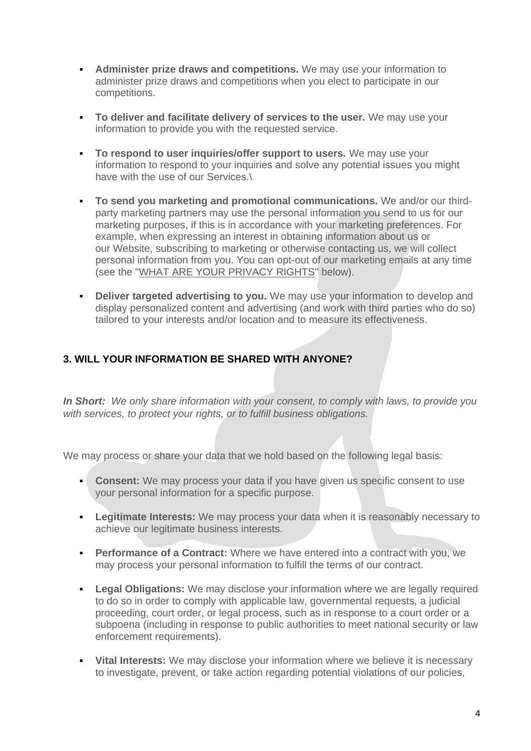- **Administer prize draws and competitions.** We may use your information to administer prize draws and competitions when you elect to participate in our competitions.

- **To deliver and facilitate delivery of services to the user.** We may use your information to provide you with the requested service.

- **To respond to user inquiries/offer support to users.** We may use your information to respond to your inquiries and solve any potential issues you might have with the use of our Services.\

- **To send you marketing and promotional communications.** We and/or our third-party marketing partners may use the personal information you send to us for our marketing purposes, if this is in accordance with your marketing preferences. For example, when expressing an interest in obtaining information about us or our Website, subscribing to marketing or otherwise contacting us, we will collect personal information from you. You can opt-out of our marketing emails at any time (see the "WHAT ARE YOUR PRIVACY RIGHTS" below).

- **Deliver targeted advertising to you.** We may use your information to develop and display personalized content and advertising (and work with third parties who do so) tailored to your interests and/or location and to measure its effectiveness.

### 3. WILL YOUR INFORMATION BE SHARED WITH ANYONE?

***In Short:*** *We only share information with your consent, to comply with laws, to provide you with services, to protect your rights, or to fulfill business obligations.*

We may process or share your data that we hold based on the following legal basis:

- **Consent:** We may process your data if you have given us specific consent to use your personal information for a specific purpose.

- **Legitimate Interests:** We may process your data when it is reasonably necessary to achieve our legitimate business interests.

- **Performance of a Contract:** Where we have entered into a contract with you, we may process your personal information to fulfill the terms of our contract.

- **Legal Obligations:** We may disclose your information where we are legally required to do so in order to comply with applicable law, governmental requests, a judicial proceeding, court order, or legal process, such as in response to a court order or a subpoena (including in response to public authorities to meet national security or law enforcement requirements).

- **Vital Interests:** We may disclose your information where we believe it is necessary to investigate, prevent, or take action regarding potential violations of our policies,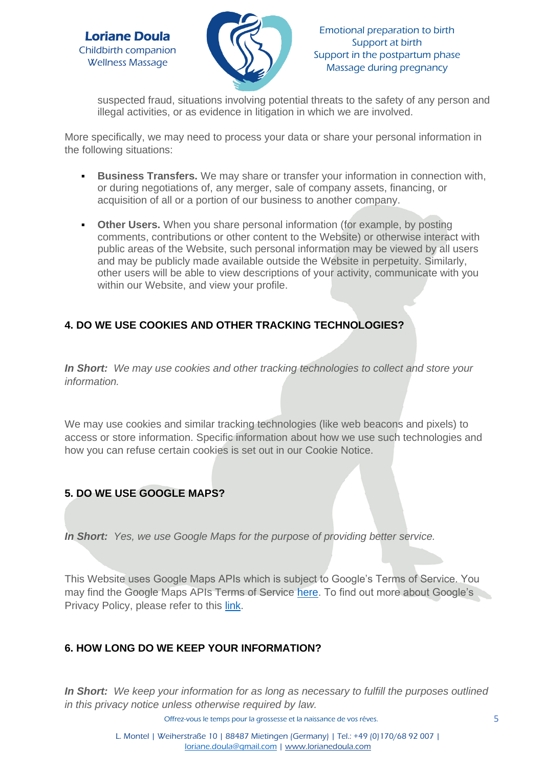suspected fraud, situations involving potential threats to the safety of any person and illegal activities, or as evidence in litigation in which we are involved.

More specifically, we may need to process your data or share your personal information in the following situations:

- **Business Transfers.** We may share or transfer your information in connection with, or during negotiations of, any merger, sale of company assets, financing, or acquisition of all or a portion of our business to another company.
- **Other Users.** When you share personal information (for example, by posting comments, contributions or other content to the Website) or otherwise interact with public areas of the Website, such personal information may be viewed by all users and may be publicly made available outside the Website in perpetuity. Similarly, other users will be able to view descriptions of your activity, communicate with you within our Website, and view your profile.

## 4. DO WE USE COOKIES AND OTHER TRACKING TECHNOLOGIES?

***In Short:*** *We may use cookies and other tracking technologies to collect and store your information.*

We may use cookies and similar tracking technologies (like web beacons and pixels) to access or store information. Specific information about how we use such technologies and how you can refuse certain cookies is set out in our Cookie Notice.

## 5. DO WE USE GOOGLE MAPS?

***In Short:*** *Yes, we use Google Maps for the purpose of providing better service.*

This Website uses Google Maps APIs which is subject to Google's Terms of Service. You may find the Google Maps APIs Terms of Service here. To find out more about Google's Privacy Policy, please refer to this link.

## 6. HOW LONG DO WE KEEP YOUR INFORMATION?

***In Short:*** *We keep your information for as long as necessary to fulfill the purposes outlined in this privacy notice unless otherwise required by law.*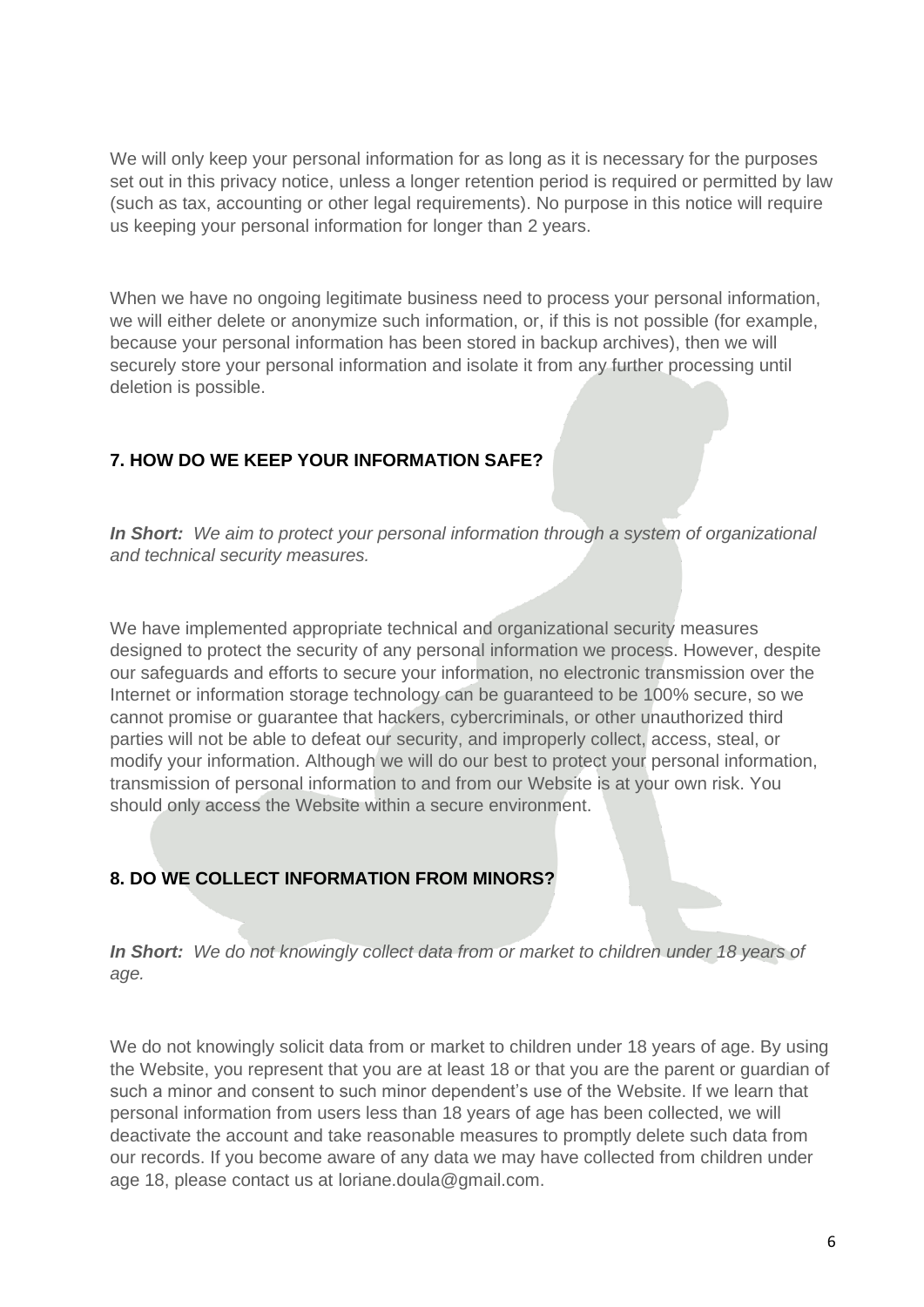We will only keep your personal information for as long as it is necessary for the purposes set out in this privacy notice, unless a longer retention period is required or permitted by law (such as tax, accounting or other legal requirements). No purpose in this notice will require us keeping your personal information for longer than 2 years.

When we have no ongoing legitimate business need to process your personal information, we will either delete or anonymize such information, or, if this is not possible (for example, because your personal information has been stored in backup archives), then we will securely store your personal information and isolate it from any further processing until deletion is possible.

## 7. HOW DO WE KEEP YOUR INFORMATION SAFE?

***In Short:*** *We aim to protect your personal information through a system of organizational and technical security measures.*

We have implemented appropriate technical and organizational security measures designed to protect the security of any personal information we process. However, despite our safeguards and efforts to secure your information, no electronic transmission over the Internet or information storage technology can be guaranteed to be 100% secure, so we cannot promise or guarantee that hackers, cybercriminals, or other unauthorized third parties will not be able to defeat our security, and improperly collect, access, steal, or modify your information. Although we will do our best to protect your personal information, transmission of personal information to and from our Website is at your own risk. You should only access the Website within a secure environment.

## 8. DO WE COLLECT INFORMATION FROM MINORS?

***In Short:*** *We do not knowingly collect data from or market to children under 18 years of age.*

We do not knowingly solicit data from or market to children under 18 years of age. By using the Website, you represent that you are at least 18 or that you are the parent or guardian of such a minor and consent to such minor dependent's use of the Website. If we learn that personal information from users less than 18 years of age has been collected, we will deactivate the account and take reasonable measures to promptly delete such data from our records. If you become aware of any data we may have collected from children under age 18, please contact us at loriane.doula@gmail.com.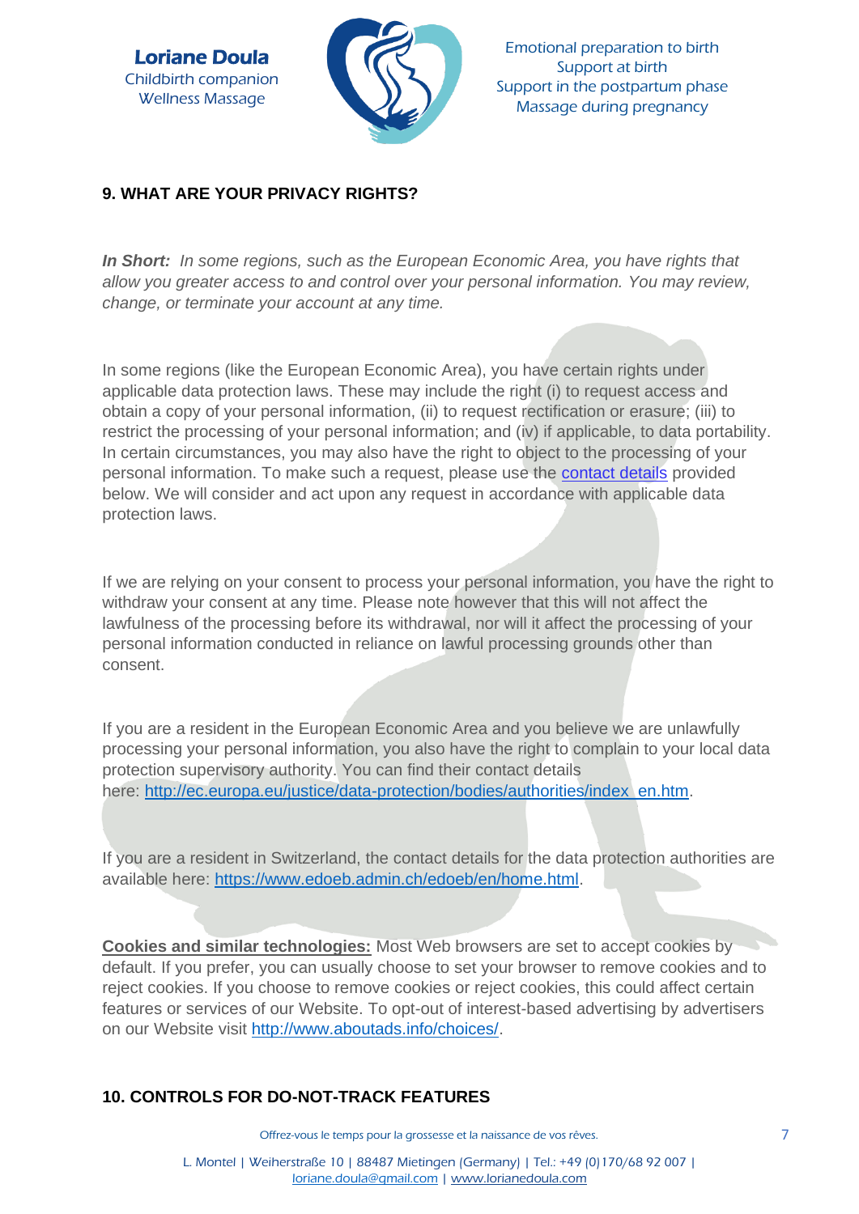## 9. WHAT ARE YOUR PRIVACY RIGHTS?

***In Short:*** *In some regions, such as the European Economic Area, you have rights that allow you greater access to and control over your personal information. You may review, change, or terminate your account at any time.*

In some regions (like the European Economic Area), you have certain rights under applicable data protection laws. These may include the right (i) to request access and obtain a copy of your personal information, (ii) to request rectification or erasure; (iii) to restrict the processing of your personal information; and (iv) if applicable, to data portability. In certain circumstances, you may also have the right to object to the processing of your personal information. To make such a request, please use the contact details provided below. We will consider and act upon any request in accordance with applicable data protection laws.

If we are relying on your consent to process your personal information, you have the right to withdraw your consent at any time. Please note however that this will not affect the lawfulness of the processing before its withdrawal, nor will it affect the processing of your personal information conducted in reliance on lawful processing grounds other than consent.

If you are a resident in the European Economic Area and you believe we are unlawfully processing your personal information, you also have the right to complain to your local data protection supervisory authority. You can find their contact details here: http://ec.europa.eu/justice/data-protection/bodies/authorities/index_en.htm.

If you are a resident in Switzerland, the contact details for the data protection authorities are available here: https://www.edoeb.admin.ch/edoeb/en/home.html.

**Cookies and similar technologies:** Most Web browsers are set to accept cookies by default. If you prefer, you can usually choose to set your browser to remove cookies and to reject cookies. If you choose to remove cookies or reject cookies, this could affect certain features or services of our Website. To opt-out of interest-based advertising by advertisers on our Website visit http://www.aboutads.info/choices/.

## 10. CONTROLS FOR DO-NOT-TRACK FEATURES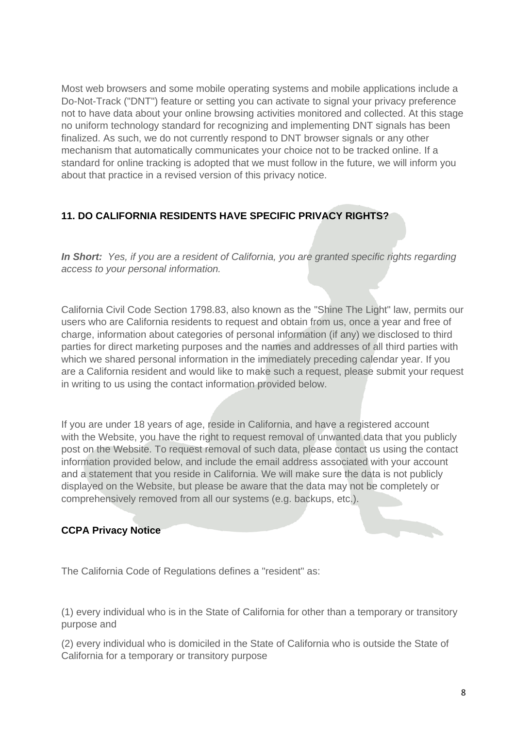Most web browsers and some mobile operating systems and mobile applications include a Do-Not-Track ("DNT") feature or setting you can activate to signal your privacy preference not to have data about your online browsing activities monitored and collected. At this stage no uniform technology standard for recognizing and implementing DNT signals has been finalized. As such, we do not currently respond to DNT browser signals or any other mechanism that automatically communicates your choice not to be tracked online. If a standard for online tracking is adopted that we must follow in the future, we will inform you about that practice in a revised version of this privacy notice.

## 11. DO CALIFORNIA RESIDENTS HAVE SPECIFIC PRIVACY RIGHTS?

***In Short:*** *Yes, if you are a resident of California, you are granted specific rights regarding access to your personal information.*

California Civil Code Section 1798.83, also known as the "Shine The Light" law, permits our users who are California residents to request and obtain from us, once a year and free of charge, information about categories of personal information (if any) we disclosed to third parties for direct marketing purposes and the names and addresses of all third parties with which we shared personal information in the immediately preceding calendar year. If you are a California resident and would like to make such a request, please submit your request in writing to us using the contact information provided below.

If you are under 18 years of age, reside in California, and have a registered account with the Website, you have the right to request removal of unwanted data that you publicly post on the Website. To request removal of such data, please contact us using the contact information provided below, and include the email address associated with your account and a statement that you reside in California. We will make sure the data is not publicly displayed on the Website, but please be aware that the data may not be completely or comprehensively removed from all our systems (e.g. backups, etc.).

**CCPA Privacy Notice**

The California Code of Regulations defines a "resident" as:

(1) every individual who is in the State of California for other than a temporary or transitory purpose and

(2) every individual who is domiciled in the State of California who is outside the State of California for a temporary or transitory purpose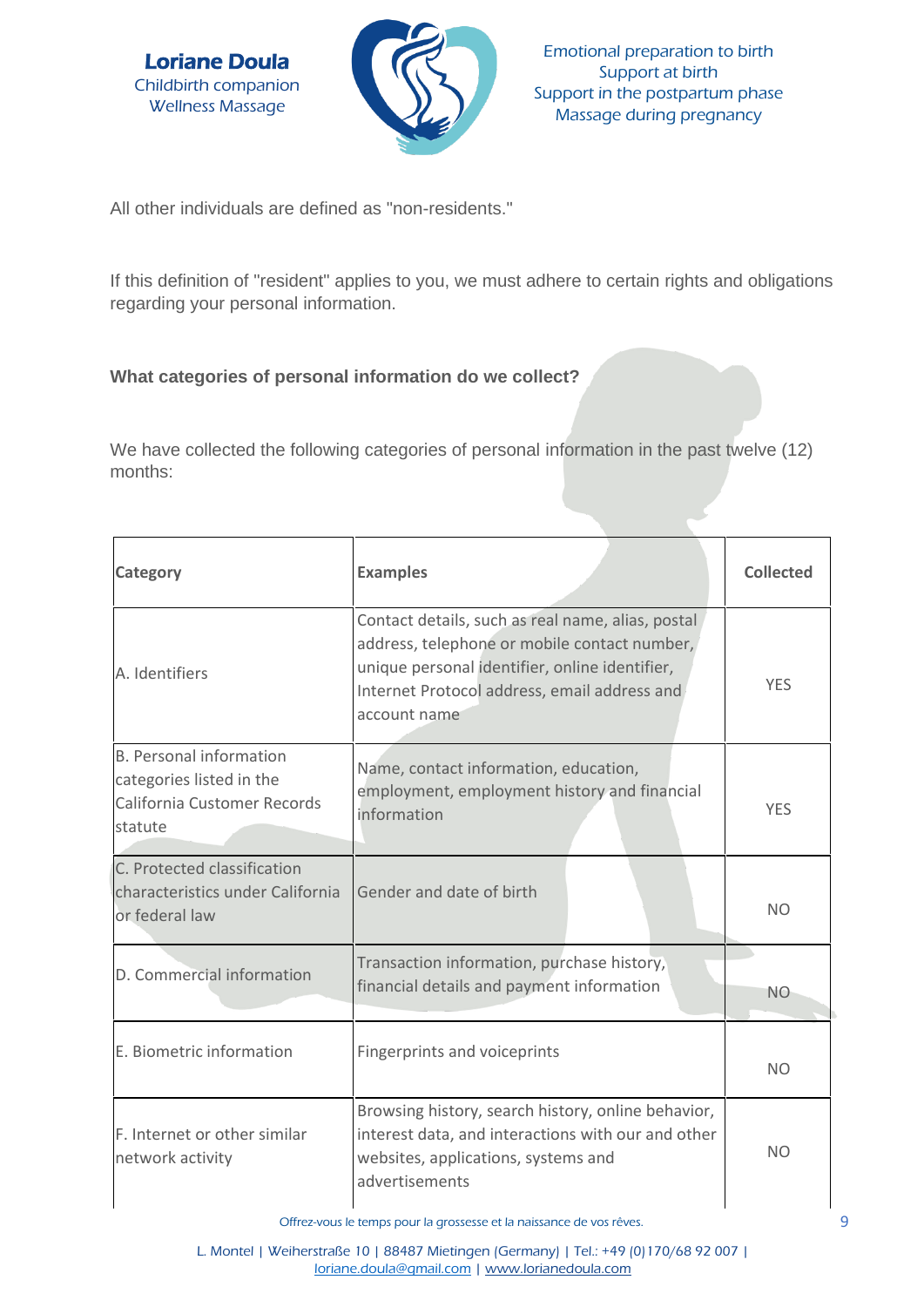All other individuals are defined as "non-residents."

If this definition of "resident" applies to you, we must adhere to certain rights and obligations regarding your personal information.

**What categories of personal information do we collect?**

We have collected the following categories of personal information in the past twelve (12) months:

| Category | Examples | Collected |
|---|---|---|
| A. Identifiers | Contact details, such as real name, alias, postal address, telephone or mobile contact number, unique personal identifier, online identifier, Internet Protocol address, email address and account name | YES |
| B. Personal information categories listed in the California Customer Records statute | Name, contact information, education, employment, employment history and financial information | YES |
| C. Protected classification characteristics under California or federal law | Gender and date of birth | NO |
| D. Commercial information | Transaction information, purchase history, financial details and payment information | NO |
| E. Biometric information | Fingerprints and voiceprints | NO |
| F. Internet or other similar network activity | Browsing history, search history, online behavior, interest data, and interactions with our and other websites, applications, systems and advertisements | NO |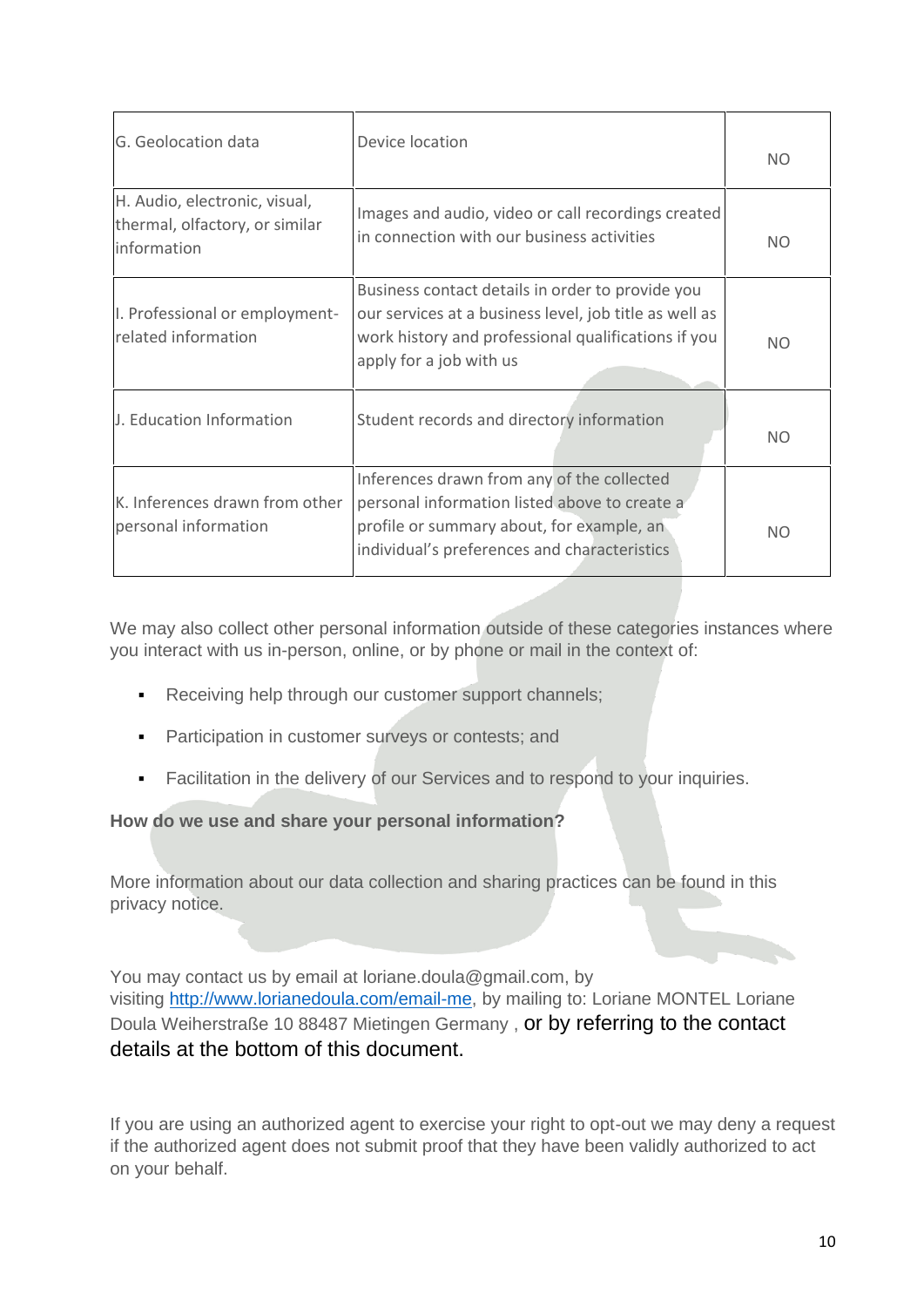| G. Geolocation data | Device location | NO |
|---|---|---|
| H. Audio, electronic, visual, thermal, olfactory, or similar information | Images and audio, video or call recordings created in connection with our business activities | NO |
| I. Professional or employment-related information | Business contact details in order to provide you our services at a business level, job title as well as work history and professional qualifications if you apply for a job with us | NO |
| J. Education Information | Student records and directory information | NO |
| K. Inferences drawn from other personal information | Inferences drawn from any of the collected personal information listed above to create a profile or summary about, for example, an individual's preferences and characteristics | NO |

We may also collect other personal information outside of these categories instances where you interact with us in-person, online, or by phone or mail in the context of:

- Receiving help through our customer support channels;
- Participation in customer surveys or contests; and
- Facilitation in the delivery of our Services and to respond to your inquiries.

**How do we use and share your personal information?**

More information about our data collection and sharing practices can be found in this privacy notice.

You may contact us by email at loriane.doula@gmail.com, by visiting [http://www.lorianedoula.com/email-me](http://www.lorianedoula.com/email-me), by mailing to: Loriane MONTEL Loriane Doula Weiherstraße 10 88487 Mietingen Germany , or by referring to the contact details at the bottom of this document.

If you are using an authorized agent to exercise your right to opt-out we may deny a request if the authorized agent does not submit proof that they have been validly authorized to act on your behalf.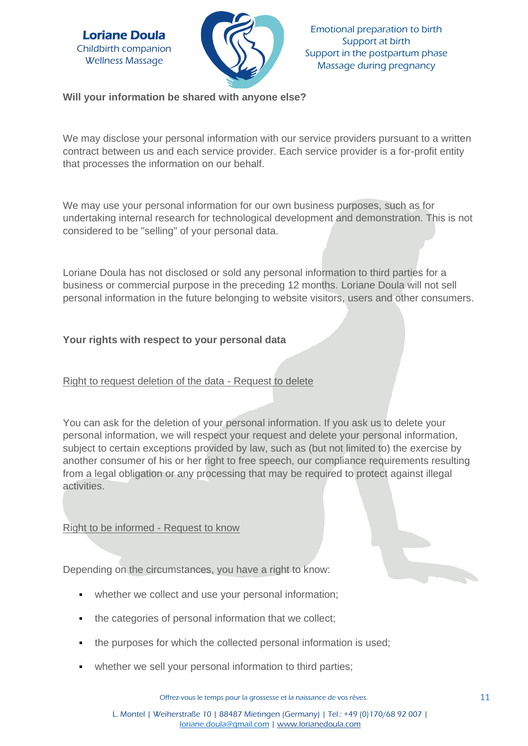**Will your information be shared with anyone else?**

We may disclose your personal information with our service providers pursuant to a written contract between us and each service provider. Each service provider is a for-profit entity that processes the information on our behalf.

We may use your personal information for our own business purposes, such as for undertaking internal research for technological development and demonstration. This is not considered to be "selling" of your personal data.

Loriane Doula has not disclosed or sold any personal information to third parties for a business or commercial purpose in the preceding 12 months. Loriane Doula will not sell personal information in the future belonging to website visitors, users and other consumers.

**Your rights with respect to your personal data**

Right to request deletion of the data - Request to delete

You can ask for the deletion of your personal information. If you ask us to delete your personal information, we will respect your request and delete your personal information, subject to certain exceptions provided by law, such as (but not limited to) the exercise by another consumer of his or her right to free speech, our compliance requirements resulting from a legal obligation or any processing that may be required to protect against illegal activities.

Right to be informed - Request to know

Depending on the circumstances, you have a right to know:

- whether we collect and use your personal information;
- the categories of personal information that we collect;
- the purposes for which the collected personal information is used;
- whether we sell your personal information to third parties;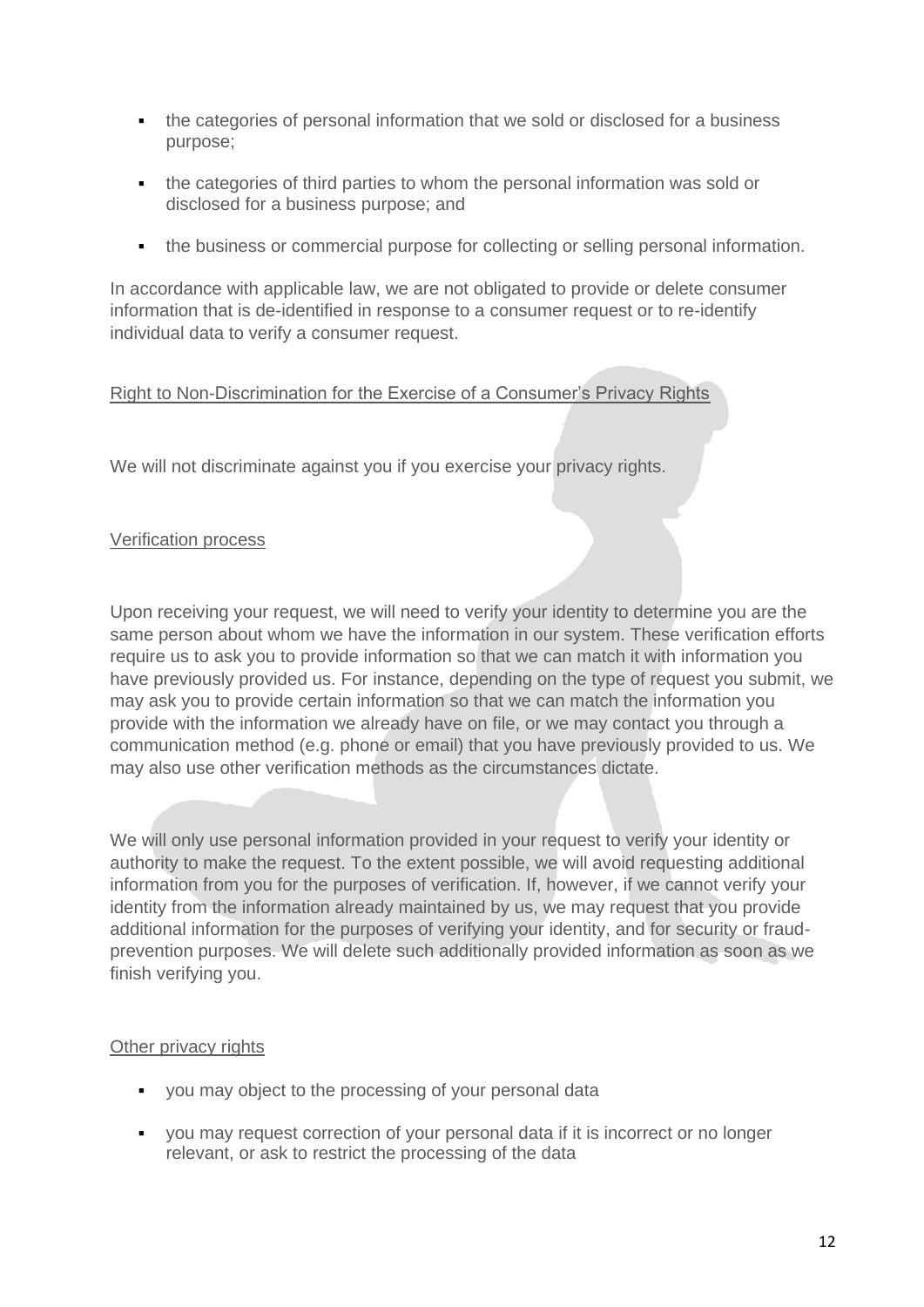- the categories of personal information that we sold or disclosed for a business purpose;
- the categories of third parties to whom the personal information was sold or disclosed for a business purpose; and
- the business or commercial purpose for collecting or selling personal information.

In accordance with applicable law, we are not obligated to provide or delete consumer information that is de-identified in response to a consumer request or to re-identify individual data to verify a consumer request.

Right to Non-Discrimination for the Exercise of a Consumer's Privacy Rights

We will not discriminate against you if you exercise your privacy rights.

Verification process

Upon receiving your request, we will need to verify your identity to determine you are the same person about whom we have the information in our system. These verification efforts require us to ask you to provide information so that we can match it with information you have previously provided us. For instance, depending on the type of request you submit, we may ask you to provide certain information so that we can match the information you provide with the information we already have on file, or we may contact you through a communication method (e.g. phone or email) that you have previously provided to us. We may also use other verification methods as the circumstances dictate.

We will only use personal information provided in your request to verify your identity or authority to make the request. To the extent possible, we will avoid requesting additional information from you for the purposes of verification. If, however, if we cannot verify your identity from the information already maintained by us, we may request that you provide additional information for the purposes of verifying your identity, and for security or fraud-prevention purposes. We will delete such additionally provided information as soon as we finish verifying you.

Other privacy rights

- you may object to the processing of your personal data
- you may request correction of your personal data if it is incorrect or no longer relevant, or ask to restrict the processing of the data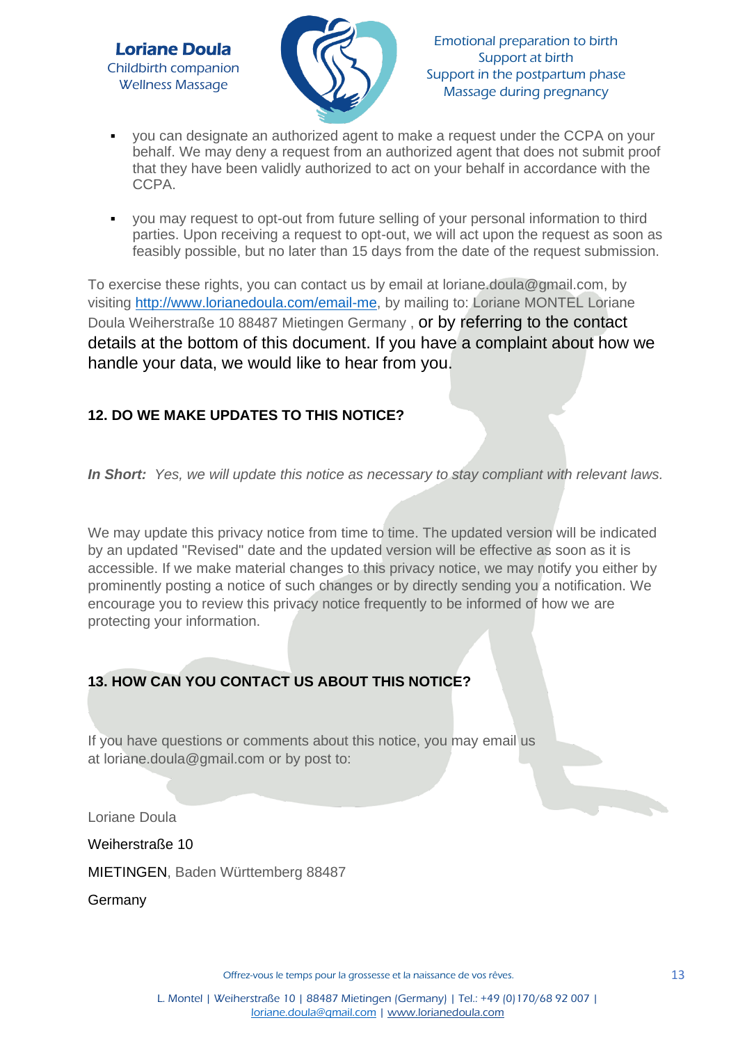- you can designate an authorized agent to make a request under the CCPA on your behalf. We may deny a request from an authorized agent that does not submit proof that they have been validly authorized to act on your behalf in accordance with the CCPA.
- you may request to opt-out from future selling of your personal information to third parties. Upon receiving a request to opt-out, we will act upon the request as soon as feasibly possible, but no later than 15 days from the date of the request submission.

To exercise these rights, you can contact us by email at loriane.doula@gmail.com, by visiting http://www.lorianedoula.com/email-me, by mailing to: Loriane MONTEL Loriane Doula Weiherstraße 10 88487 Mietingen Germany , or by referring to the contact details at the bottom of this document. If you have a complaint about how we handle your data, we would like to hear from you.

**12. DO WE MAKE UPDATES TO THIS NOTICE?**

***In Short:*** *Yes, we will update this notice as necessary to stay compliant with relevant laws.*

We may update this privacy notice from time to time. The updated version will be indicated by an updated "Revised" date and the updated version will be effective as soon as it is accessible. If we make material changes to this privacy notice, we may notify you either by prominently posting a notice of such changes or by directly sending you a notification. We encourage you to review this privacy notice frequently to be informed of how we are protecting your information.

**13. HOW CAN YOU CONTACT US ABOUT THIS NOTICE?**

If you have questions or comments about this notice, you may email us at loriane.doula@gmail.com or by post to:

Loriane Doula

Weiherstraße 10

MIETINGEN, Baden Württemberg 88487

Germany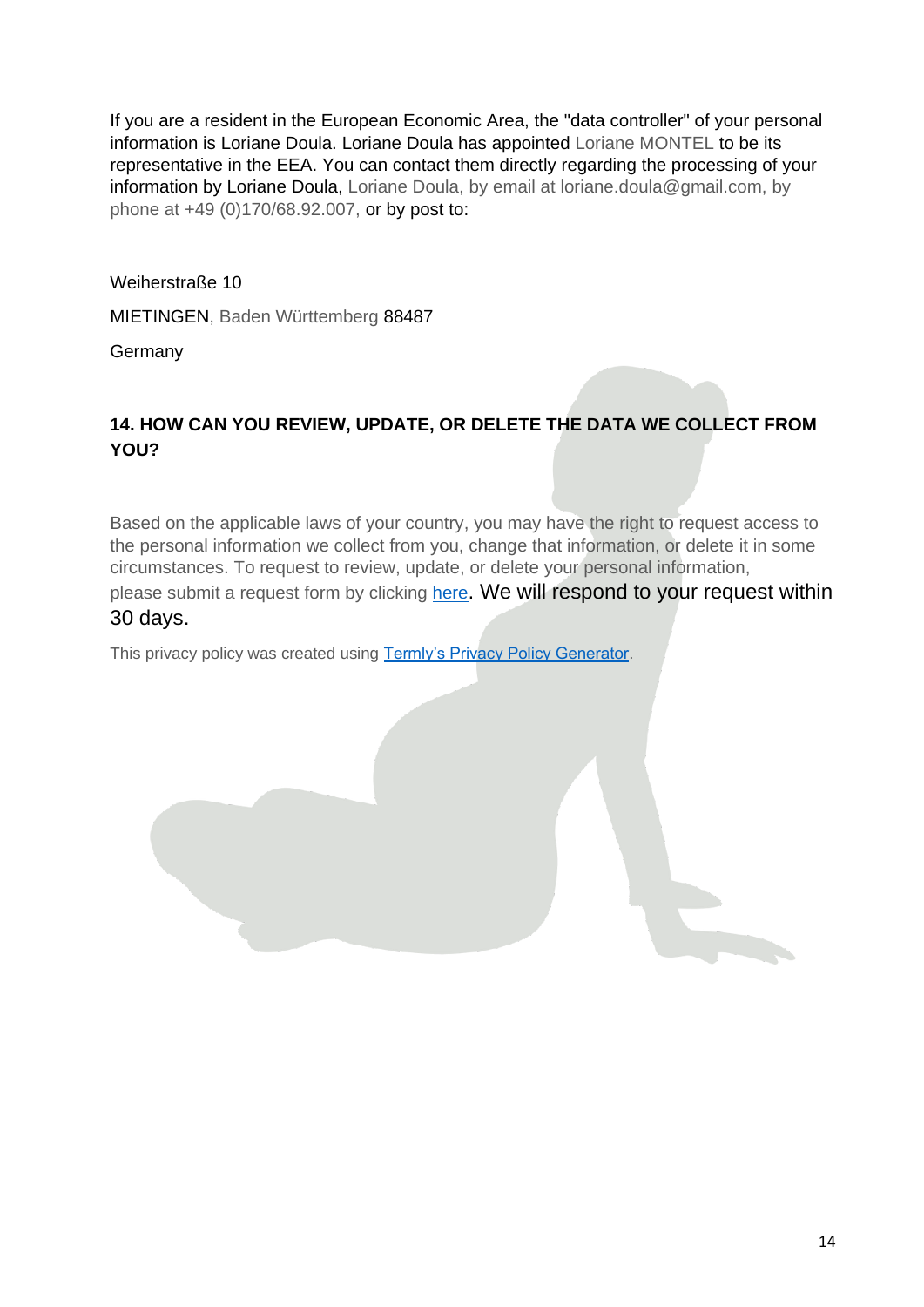If you are a resident in the European Economic Area, the "data controller" of your personal information is Loriane Doula. Loriane Doula has appointed Loriane MONTEL to be its representative in the EEA. You can contact them directly regarding the processing of your information by Loriane Doula, Loriane Doula, by email at loriane.doula@gmail.com, by phone at +49 (0)170/68.92.007, or by post to:

Weiherstraße 10

MIETINGEN, Baden Württemberg 88487

Germany

## 14. HOW CAN YOU REVIEW, UPDATE, OR DELETE THE DATA WE COLLECT FROM YOU?

Based on the applicable laws of your country, you may have the right to request access to the personal information we collect from you, change that information, or delete it in some circumstances. To request to review, update, or delete your personal information, please submit a request form by clicking here. We will respond to your request within 30 days.

This privacy policy was created using Termly's Privacy Policy Generator.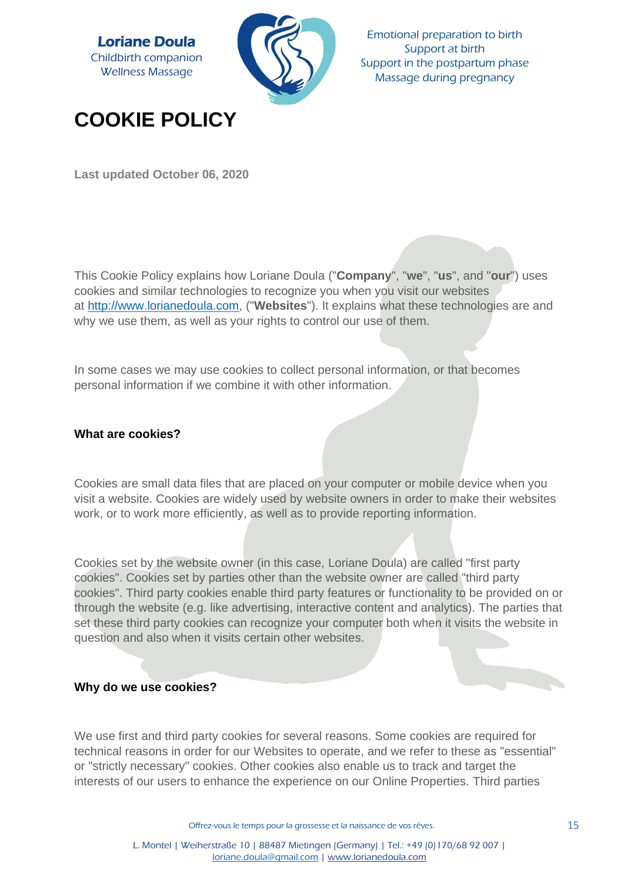# COOKIE POLICY

**Last updated October 06, 2020**

This Cookie Policy explains how Loriane Doula ("**Company**", "**we**", "**us**", and "**our**") uses cookies and similar technologies to recognize you when you visit our websites at http://www.lorianedoula.com, ("**Websites**"). It explains what these technologies are and why we use them, as well as your rights to control our use of them.

In some cases we may use cookies to collect personal information, or that becomes personal information if we combine it with other information.

**What are cookies?**

Cookies are small data files that are placed on your computer or mobile device when you visit a website. Cookies are widely used by website owners in order to make their websites work, or to work more efficiently, as well as to provide reporting information.

Cookies set by the website owner (in this case, Loriane Doula) are called "first party cookies". Cookies set by parties other than the website owner are called "third party cookies". Third party cookies enable third party features or functionality to be provided on or through the website (e.g. like advertising, interactive content and analytics). The parties that set these third party cookies can recognize your computer both when it visits the website in question and also when it visits certain other websites.

**Why do we use cookies?**

We use first and third party cookies for several reasons. Some cookies are required for technical reasons in order for our Websites to operate, and we refer to these as "essential" or "strictly necessary" cookies. Other cookies also enable us to track and target the interests of our users to enhance the experience on our Online Properties. Third parties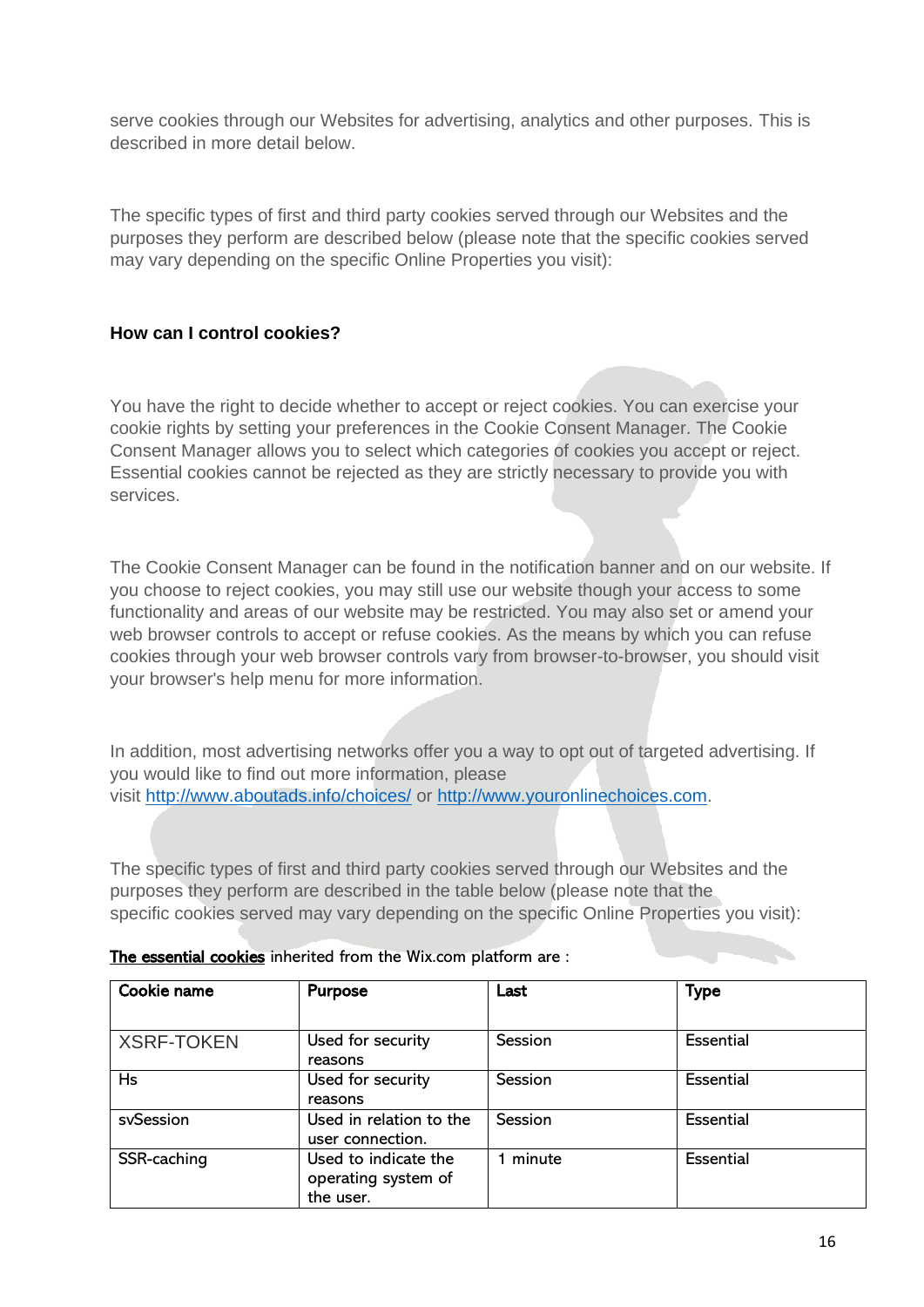serve cookies through our Websites for advertising, analytics and other purposes. This is described in more detail below.

The specific types of first and third party cookies served through our Websites and the purposes they perform are described below (please note that the specific cookies served may vary depending on the specific Online Properties you visit):

**How can I control cookies?**

You have the right to decide whether to accept or reject cookies. You can exercise your cookie rights by setting your preferences in the Cookie Consent Manager. The Cookie Consent Manager allows you to select which categories of cookies you accept or reject. Essential cookies cannot be rejected as they are strictly necessary to provide you with services.

The Cookie Consent Manager can be found in the notification banner and on our website. If you choose to reject cookies, you may still use our website though your access to some functionality and areas of our website may be restricted. You may also set or amend your web browser controls to accept or refuse cookies. As the means by which you can refuse cookies through your web browser controls vary from browser-to-browser, you should visit your browser's help menu for more information.

In addition, most advertising networks offer you a way to opt out of targeted advertising. If you would like to find out more information, please visit http://www.aboutads.info/choices/ or http://www.youronlinechoices.com.

The specific types of first and third party cookies served through our Websites and the purposes they perform are described in the table below (please note that the specific cookies served may vary depending on the specific Online Properties you visit):

**The essential cookies** inherited from the Wix.com platform are :

| Cookie name | Purpose | Last | Type |
|---|---|---|---|
| XSRF-TOKEN | Used for security reasons | Session | Essential |
| Hs | Used for security reasons | Session | Essential |
| svSession | Used in relation to the user connection. | Session | Essential |
| SSR-caching | Used to indicate the operating system of the user. | 1 minute | Essential |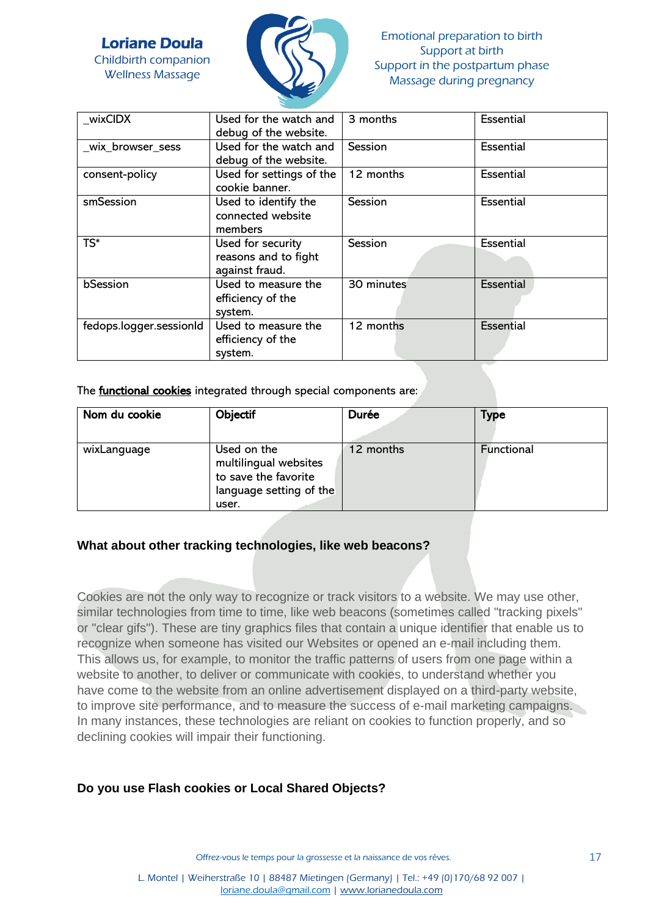| _wixCIDX | Used for the watch and debug of the website. | 3 months | Essential |
|---|---|---|---|
| _wix_browser_sess | Used for the watch and debug of the website. | Session | Essential |
| consent-policy | Used for settings of the cookie banner. | 12 months | Essential |
| smSession | Used to identify the connected website members | Session | Essential |
| TS* | Used for security reasons and to fight against fraud. | Session | Essential |
| bSession | Used to measure the efficiency of the system. | 30 minutes | Essential |
| fedops.logger.sessionId | Used to measure the efficiency of the system. | 12 months | Essential |

The **functional cookies** integrated through special components are:

| Nom du cookie | Objectif | Durée | Type |
|---|---|---|---|
| wixLanguage | Used on the multilingual websites to save the favorite language setting of the user. | 12 months | Functional |

### What about other tracking technologies, like web beacons?

Cookies are not the only way to recognize or track visitors to a website. We may use other, similar technologies from time to time, like web beacons (sometimes called "tracking pixels" or "clear gifs"). These are tiny graphics files that contain a unique identifier that enable us to recognize when someone has visited our Websites or opened an e-mail including them. This allows us, for example, to monitor the traffic patterns of users from one page within a website to another, to deliver or communicate with cookies, to understand whether you have come to the website from an online advertisement displayed on a third-party website, to improve site performance, and to measure the success of e-mail marketing campaigns. In many instances, these technologies are reliant on cookies to function properly, and so declining cookies will impair their functioning.

### Do you use Flash cookies or Local Shared Objects?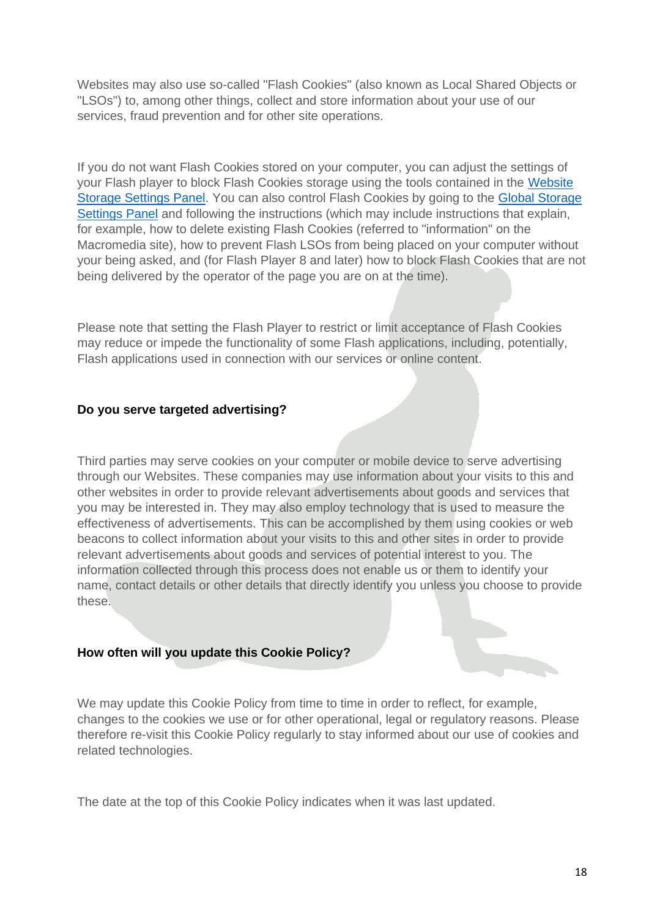Websites may also use so-called "Flash Cookies" (also known as Local Shared Objects or "LSOs") to, among other things, collect and store information about your use of our services, fraud prevention and for other site operations.

If you do not want Flash Cookies stored on your computer, you can adjust the settings of your Flash player to block Flash Cookies storage using the tools contained in the Website Storage Settings Panel. You can also control Flash Cookies by going to the Global Storage Settings Panel and following the instructions (which may include instructions that explain, for example, how to delete existing Flash Cookies (referred to "information" on the Macromedia site), how to prevent Flash LSOs from being placed on your computer without your being asked, and (for Flash Player 8 and later) how to block Flash Cookies that are not being delivered by the operator of the page you are on at the time).

Please note that setting the Flash Player to restrict or limit acceptance of Flash Cookies may reduce or impede the functionality of some Flash applications, including, potentially, Flash applications used in connection with our services or online content.

**Do you serve targeted advertising?**

Third parties may serve cookies on your computer or mobile device to serve advertising through our Websites. These companies may use information about your visits to this and other websites in order to provide relevant advertisements about goods and services that you may be interested in. They may also employ technology that is used to measure the effectiveness of advertisements. This can be accomplished by them using cookies or web beacons to collect information about your visits to this and other sites in order to provide relevant advertisements about goods and services of potential interest to you. The information collected through this process does not enable us or them to identify your name, contact details or other details that directly identify you unless you choose to provide these.

**How often will you update this Cookie Policy?**

We may update this Cookie Policy from time to time in order to reflect, for example, changes to the cookies we use or for other operational, legal or regulatory reasons. Please therefore re-visit this Cookie Policy regularly to stay informed about our use of cookies and related technologies.

The date at the top of this Cookie Policy indicates when it was last updated.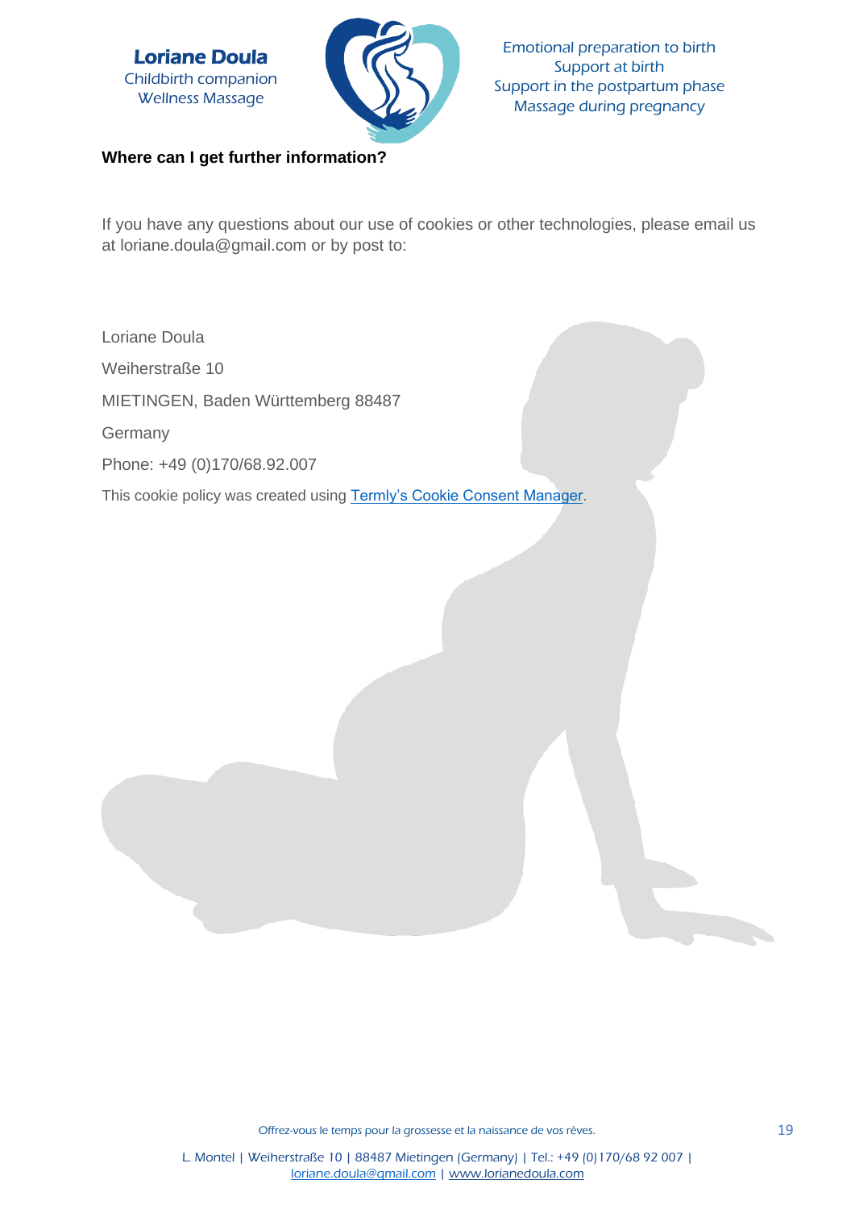### Where can I get further information?

If you have any questions about our use of cookies or other technologies, please email us at loriane.doula@gmail.com or by post to:

Loriane Doula

Weiherstraße 10

MIETINGEN, Baden Württemberg 88487

Germany

Phone: +49 (0)170/68.92.007

This cookie policy was created using [Termly's Cookie Consent Manager](https://termly.io).